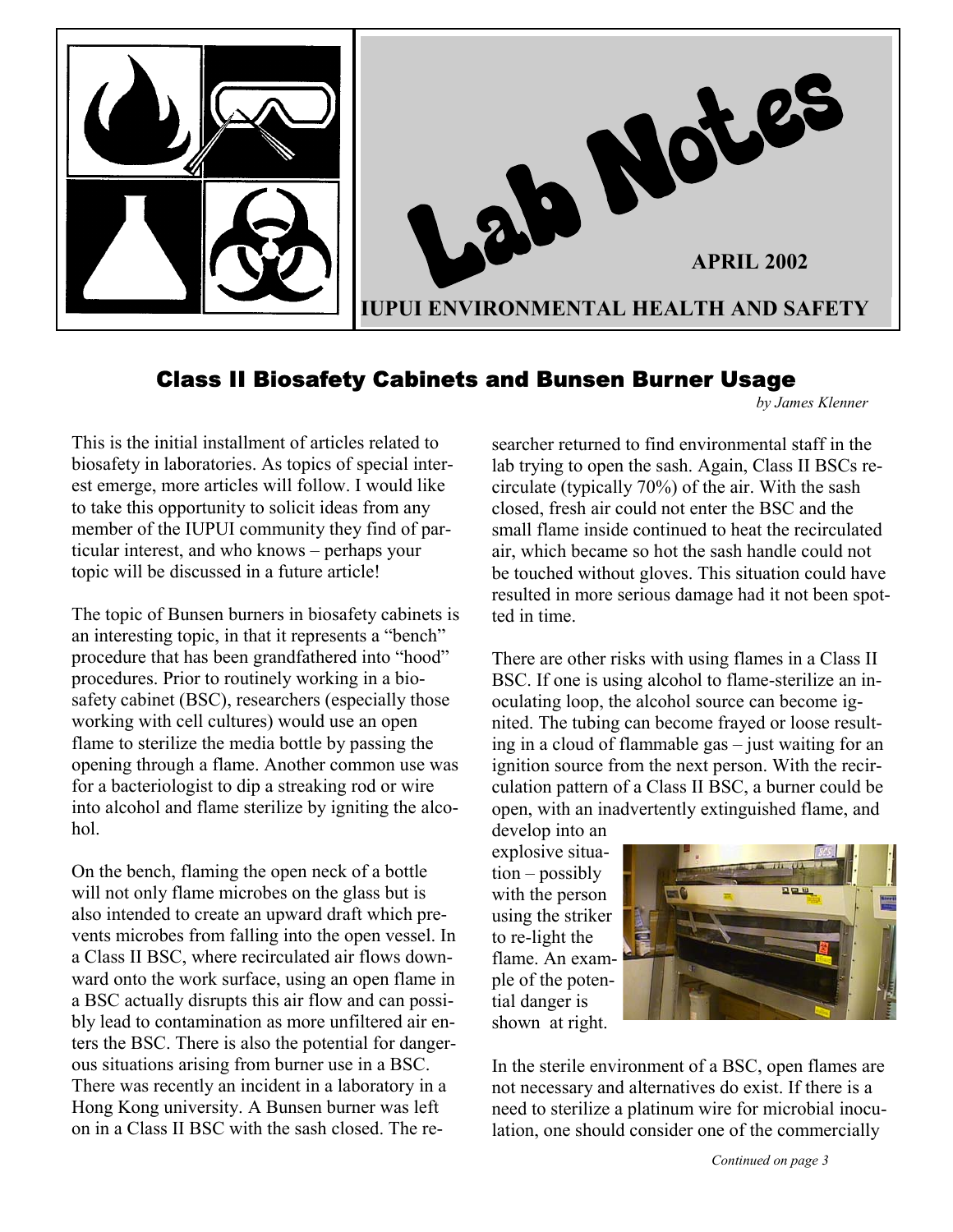# Lab Notes

**APRIL 2002**

**IUPUI ENVIRONMENTAL HEALTH AND SAFETY**

## Class II Biosafety Cabinets and Bunsen Burner Usage

*by James Klenner*

This is the initial installment of articles related to biosafety in laboratories. As topics of special interest emerge, more articles will follow. I would like to take this opportunity to solicit ideas from any member of the IUPUI community they find of particular interest, and who knows – perhaps your topic will be discussed in a future article!

The topic of Bunsen burners in biosafety cabinets is an interesting topic, in that it represents a "bench" procedure that has been grandfathered into "hood" procedures. Prior to routinely working in a biosafety cabinet (BSC), researchers (especially those working with cell cultures) would use an open flame to sterilize the media bottle by passing the opening through a flame. Another common use was for a bacteriologist to dip a streaking rod or wire into alcohol and flame sterilize by igniting the alcohol.

On the bench, flaming the open neck of a bottle will not only flame microbes on the glass but is also intended to create an upward draft which prevents microbes from falling into the open vessel. In a Class II BSC, where recirculated air flows downward onto the work surface, using an open flame in a BSC actually disrupts this air flow and can possibly lead to contamination as more unfiltered air enters the BSC. There is also the potential for dangerous situations arising from burner use in a BSC. There was recently an incident in a laboratory in a Hong Kong university. A Bunsen burner was left on in a Class II BSC with the sash closed. The researcher returned to find environmental staff in the lab trying to open the sash. Again, Class II BSCs recirculate (typically 70%) of the air. With the sash closed, fresh air could not enter the BSC and the small flame inside continued to heat the recirculated air, which became so hot the sash handle could not be touched without gloves. This situation could have resulted in more serious damage had it not been spotted in time.

There are other risks with using flames in a Class II BSC. If one is using alcohol to flame-sterilize an inoculating loop, the alcohol source can become ignited. The tubing can become frayed or loose resulting in a cloud of flammable gas – just waiting for an ignition source from the next person. With the recirculation pattern of a Class II BSC, a burner could be open, with an inadvertently extinguished flame, and develop into an explosive situation – possibly with the person using the striker to re-light the flame. An example of the potential danger is shown at right.

In the sterile environment of a BSC, open flames are not necessary and alternatives do exist. If there is a need to sterilize a platinum wire for microbial inoculation, one should consider one of the commercially

*Continued on page 3*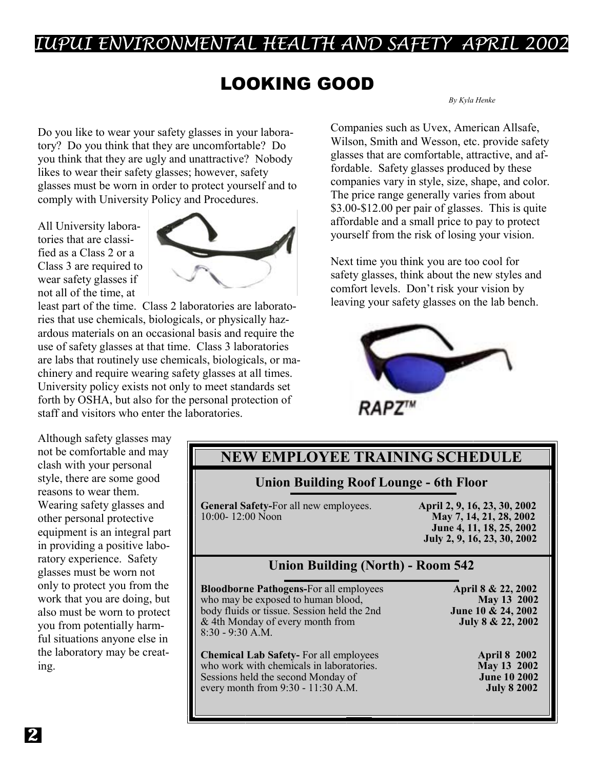## LOOKING GOOD

*By Kyla Henke*

Do you like to wear your safety glasses in your laboratory? Do you think that they are uncomfortable? Do you think that they are ugly and unattractive? Nobody likes to wear their safety glasses; however, safety glasses must be worn in order to protect yourself and to comply with University Policy and Procedures.

All University laboratories that are classified as a Class 2 or a Class 3 are required to wear safety glasses if not all of the time, at least part of the time. Class 2 laboratories are laboratories that use chemicals, biologicals, or physically hazardous materials on an occasional basis and require the use of safety glasses at that time. Class 3 laboratories are labs that routinely use chemicals, biologicals, or machinery and require wearing safety glasses at all times. University policy exists not only to meet standards set forth by OSHA, but also for the personal protection of staff and visitors who enter the laboratories.

Although safety glasses may not be comfortable and may clash with your personal style, there are some good reasons to wear them. Wearing safety glasses and other personal protective equipment is an integral part in providing a positive laboratory experience. Safety glasses must be worn not only to protect you from the work that you are doing, but also must be worn to protect you from potentially harmful situations anyone else in the laboratory may be creating.

Companies such as Uvex, American Allsafe, Wilson, Smith and Wesson, etc. provide safety glasses that are comfortable, attractive, and affordable. Safety glasses produced by these companies vary in style, size, shape, and color. The price range generally varies from about $3.00-$12.00 per pair of glasses. This is quite affordable and a small price to pay to protect yourself from the risk of losing your vision.

Next time you think you are too cool for safety glasses, think about the new styles and comfort levels. Don't risk your vision by leaving your safety glasses on the lab bench.

RAPZ™

## NEW EMPLOYEE TRAINING SCHEDULE

### Union Building Roof Lounge - 6th Floor

| Course | Dates |
| --- | --- |
| **General Safety-**For all new employees. 10:00- 12:00 Noon | **April 2, 9, 16, 23, 30, 2002**<br>**May 7, 14, 21, 28, 2002**<br>**June 4, 11, 18, 25, 2002**<br>**July 2, 9, 16, 23, 30, 2002** |

### Union Building (North) - Room 542

| Course | Dates |
| --- | --- |
| **Bloodborne Pathogens-**For all employees who may be exposed to human blood, body fluids or tissue. Session held the 2nd & 4th Monday of every month from 8:30 - 9:30 A.M. | **April 8 & 22, 2002**<br>**May 13 2002**<br>**June 10 & 24, 2002**<br>**July 8 & 22, 2002** |
| **Chemical Lab Safety-** For all employees who work with chemicals in laboratories. Sessions held the second Monday of every month from 9:30 - 11:30 A.M. | **April 8 2002**<br>**May 13 2002**<br>**June 10 2002**<br>**July 8 2002** |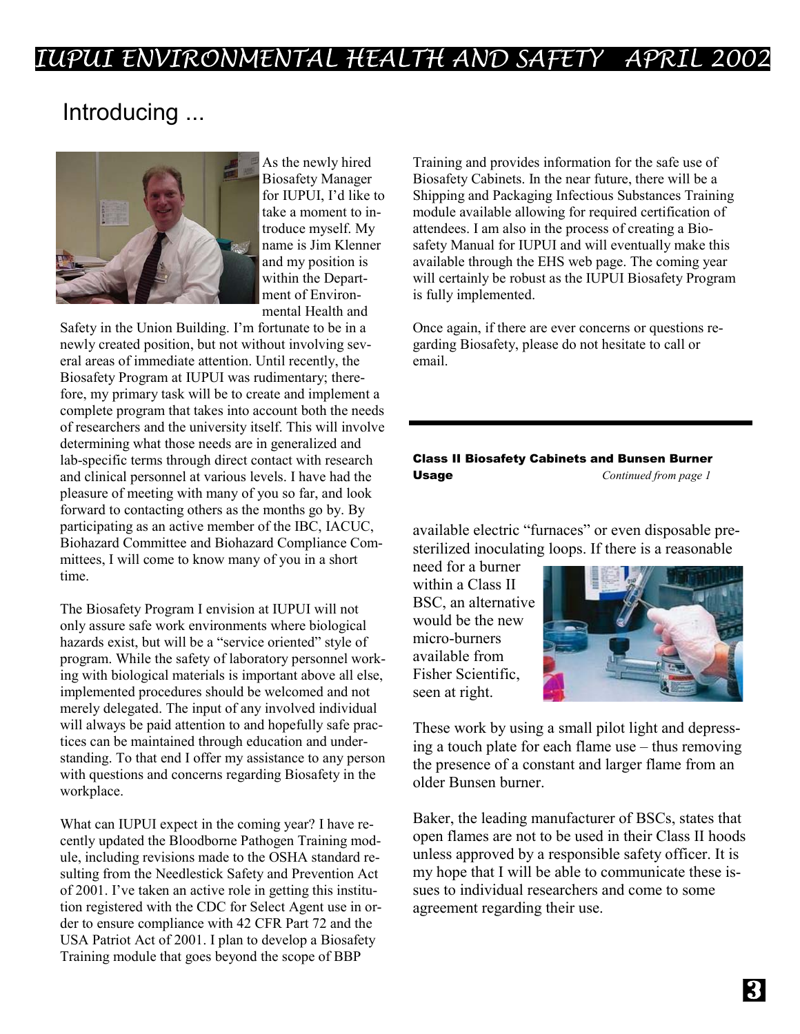## Introducing ...

As the newly hired Biosafety Manager for IUPUI, I'd like to take a moment to introduce myself. My name is Jim Klenner and my position is within the Department of Environmental Health and Safety in the Union Building. I'm fortunate to be in a newly created position, but not without involving several areas of immediate attention. Until recently, the Biosafety Program at IUPUI was rudimentary; therefore, my primary task will be to create and implement a complete program that takes into account both the needs of researchers and the university itself. This will involve determining what those needs are in generalized and lab-specific terms through direct contact with research and clinical personnel at various levels. I have had the pleasure of meeting with many of you so far, and look forward to contacting others as the months go by. By participating as an active member of the IBC, IACUC, Biohazard Committee and Biohazard Compliance Committees, I will come to know many of you in a short time.

The Biosafety Program I envision at IUPUI will not only assure safe work environments where biological hazards exist, but will be a "service oriented" style of program. While the safety of laboratory personnel working with biological materials is important above all else, implemented procedures should be welcomed and not merely delegated. The input of any involved individual will always be paid attention to and hopefully safe practices can be maintained through education and understanding. To that end I offer my assistance to any person with questions and concerns regarding Biosafety in the workplace.

What can IUPUI expect in the coming year? I have recently updated the Bloodborne Pathogen Training module, including revisions made to the OSHA standard resulting from the Needlestick Safety and Prevention Act of 2001. I've taken an active role in getting this institution registered with the CDC for Select Agent use in order to ensure compliance with 42 CFR Part 72 and the USA Patriot Act of 2001. I plan to develop a Biosafety Training module that goes beyond the scope of BBP Training and provides information for the safe use of Biosafety Cabinets. In the near future, there will be a Shipping and Packaging Infectious Substances Training module available allowing for required certification of attendees. I am also in the process of creating a Biosafety Manual for IUPUI and will eventually make this available through the EHS web page. The coming year will certainly be robust as the IUPUI Biosafety Program is fully implemented.

Once again, if there are ever concerns or questions regarding Biosafety, please do not hesitate to call or email.

---

### Class II Biosafety Cabinets and Bunsen Burner Usage

*Continued from page 1*

available electric "furnaces" or even disposable pre-sterilized inoculating loops. If there is a reasonable need for a burner within a Class II BSC, an alternative would be the new micro-burners available from Fisher Scientific, seen at right.

These work by using a small pilot light and depressing a touch plate for each flame use – thus removing the presence of a constant and larger flame from an older Bunsen burner.

Baker, the leading manufacturer of BSCs, states that open flames are not to be used in their Class II hoods unless approved by a responsible safety officer. It is my hope that I will be able to communicate these issues to individual researchers and come to some agreement regarding their use.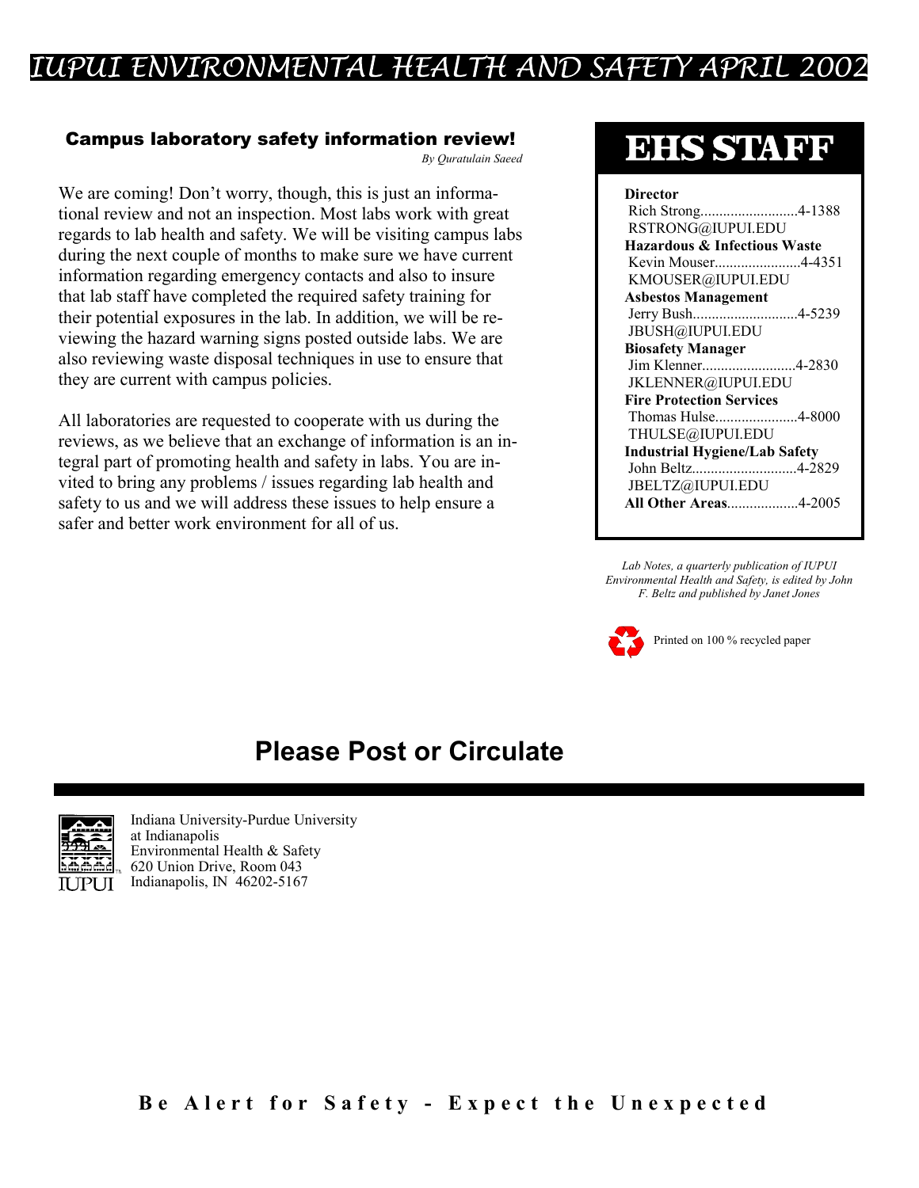# IUPUI ENVIRONMENTAL HEALTH AND SAFETY APRIL 2002

## Campus laboratory safety information review!

*By Quratulain Saeed*

We are coming! Don't worry, though, this is just an informational review and not an inspection. Most labs work with great regards to lab health and safety. We will be visiting campus labs during the next couple of months to make sure we have current information regarding emergency contacts and also to insure that lab staff have completed the required safety training for their potential exposures in the lab. In addition, we will be reviewing the hazard warning signs posted outside labs. We are also reviewing waste disposal techniques in use to ensure that they are current with campus policies.

All laboratories are requested to cooperate with us during the reviews, as we believe that an exchange of information is an integral part of promoting health and safety in labs. You are invited to bring any problems / issues regarding lab health and safety to us and we will address these issues to help ensure a safer and better work environment for all of us.

## EHS STAFF

**Director**
Rich Strong..........................4-1388
RSTRONG@IUPUI.EDU

**Hazardous & Infectious Waste**
Kevin Mouser.......................4-4351
KMOUSER@IUPUI.EDU

**Asbestos Management**
Jerry Bush............................4-5239
JBUSH@IUPUI.EDU

**Biosafety Manager**
Jim Klenner.........................4-2830
JKLENNER@IUPUI.EDU

**Fire Protection Services**
Thomas Hulse......................4-8000
THULSE@IUPUI.EDU

**Industrial Hygiene/Lab Safety**
John Beltz............................4-2829
JBELTZ@IUPUI.EDU

**All Other Areas**...................4-2005

*Lab Notes, a quarterly publication of IUPUI Environmental Health and Safety, is edited by John F. Beltz and published by Janet Jones*

Printed on 100 % recycled paper

## Please Post or Circulate

IUPUI

Indiana University-Purdue University
at Indianapolis
Environmental Health & Safety
620 Union Drive, Room 043
Indianapolis, IN 46202-5167

**Be Alert for Safety - Expect the Unexpected**